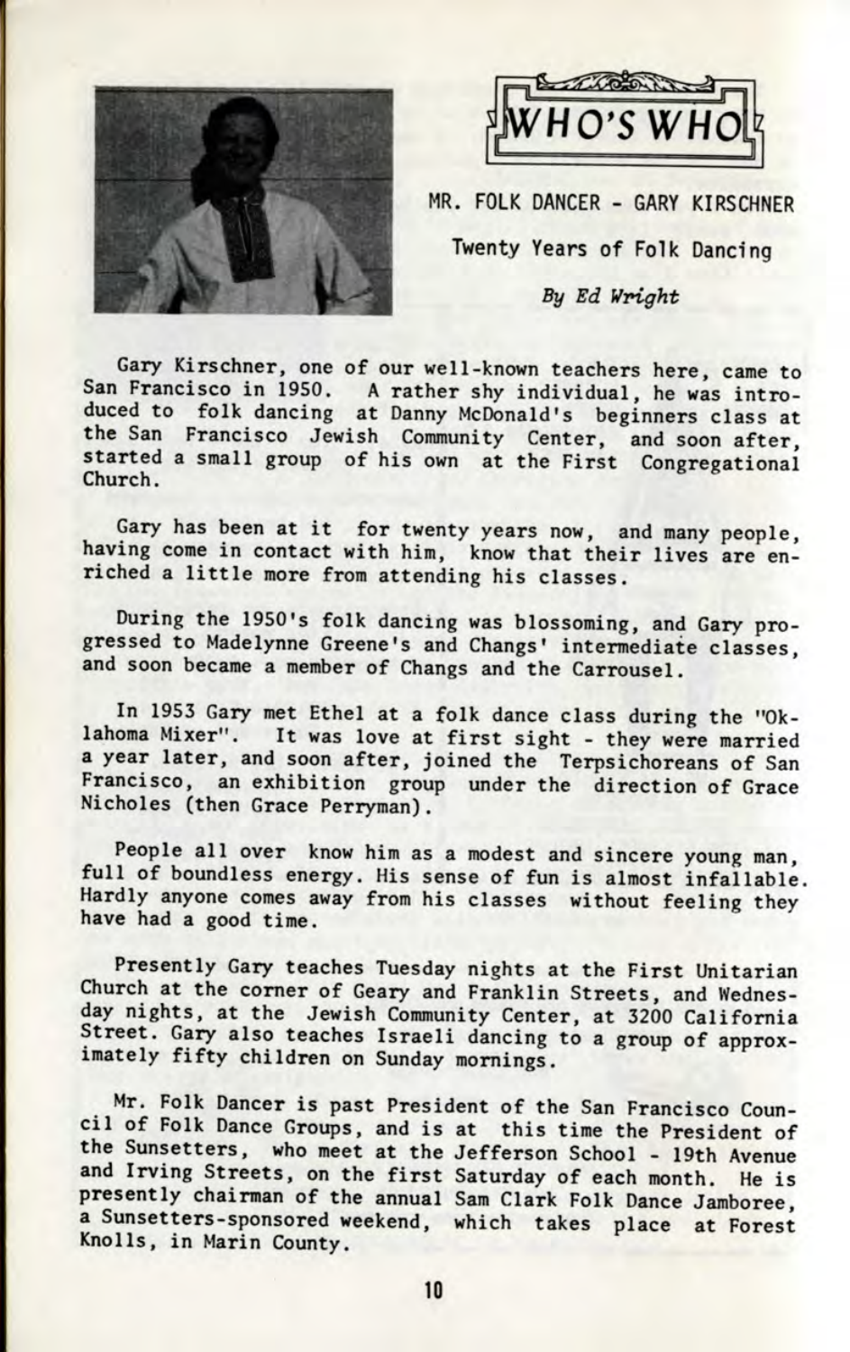# WHO'S WHO

## MR. FOLK DANCER - GARY KIRSCHNER

### Twenty Years of Folk Dancing

*By Ed Wright*

Gary Kirschner, one of our well-known teachers here, came to San Francisco in 1950. A rather shy individual, he was introduced to folk dancing at Danny McDonald's beginners class at the San Francisco Jewish Community Center, and soon after, started a small group of his own at the First Congregational Church.

Gary has been at it for twenty years now, and many people, having come in contact with him, know that their lives are enriched a little more from attending his classes.

During the 1950's folk dancing was blossoming, and Gary progressed to Madelynne Greene's and Changs' intermediate classes, and soon became a member of Changs and the Carrousel.

In 1953 Gary met Ethel at a folk dance class during the "Oklahoma Mixer". It was love at first sight - they were married a year later, and soon after, joined the Terpsichoreans of San Francisco, an exhibition group under the direction of Grace Nicholes (then Grace Perryman).

People all over know him as a modest and sincere young man, full of boundless energy. His sense of fun is almost infallable. Hardly anyone comes away from his classes without feeling they have had a good time.

Presently Gary teaches Tuesday nights at the First Unitarian Church at the corner of Geary and Franklin Streets, and Wednesday nights, at the Jewish Community Center, at 3200 California Street. Gary also teaches Israeli dancing to a group of approximately fifty children on Sunday mornings.

Mr. Folk Dancer is past President of the San Francisco Council of Folk Dance Groups, and is at this time the President of the Sunsetters, who meet at the Jefferson School - 19th Avenue and Irving Streets, on the first Saturday of each month. He is presently chairman of the annual Sam Clark Folk Dance Jamboree, a Sunsetters-sponsored weekend, which takes place at Forest Knolls, in Marin County.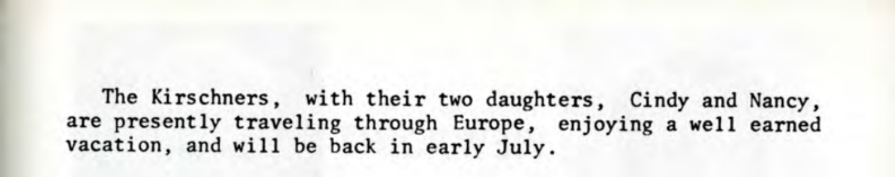The Kirschners, with their two daughters, Cindy and Nancy, are presently traveling through Europe, enjoying a well earned vacation, and will be back in early July.